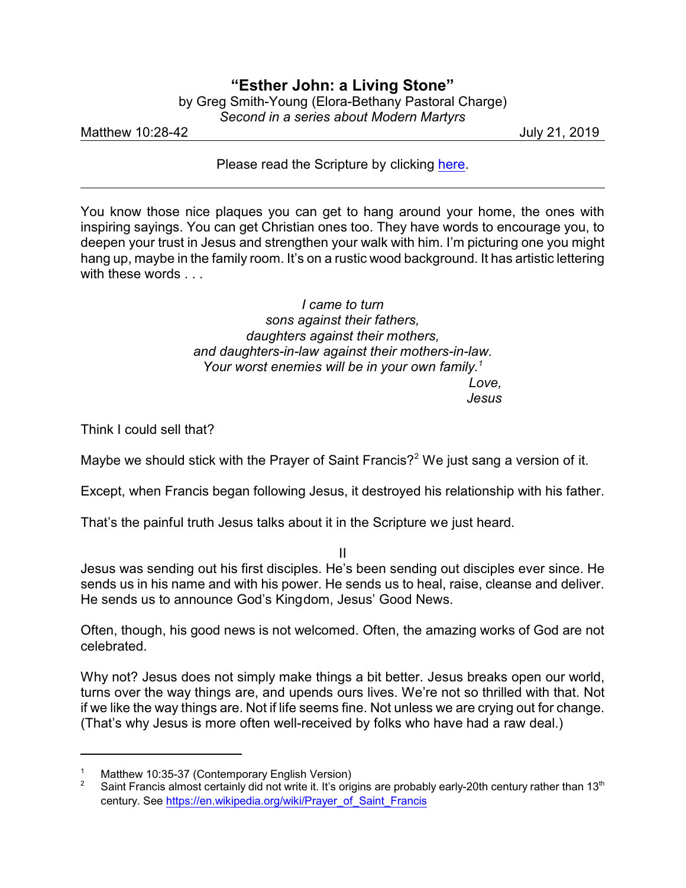# "Esther John: a Living Stone"

by Greg Smith-Young (Elora-Bethany Pastoral Charge)
*Second in a series about Modern Martyrs*

Matthew 10:28-42 July 21, 2019

Please read the Scripture by clicking here.

---

You know those nice plaques you can get to hang around your home, the ones with inspiring sayings. You can get Christian ones too. They have words to encourage you, to deepen your trust in Jesus and strengthen your walk with him. I'm picturing one you might hang up, maybe in the family room. It's on a rustic wood background. It has artistic lettering with these words . . .

> *I came to turn*
> *sons against their fathers,*
> *daughters against their mothers,*
> *and daughters-in-law against their mothers-in-law.*
> *Your worst enemies will be in your own family.*[1]
> *Love,*
> *Jesus*

Think I could sell that?

Maybe we should stick with the Prayer of Saint Francis?[2] We just sang a version of it.

Except, when Francis began following Jesus, it destroyed his relationship with his father.

That's the painful truth Jesus talks about it in the Scripture we just heard.

II

Jesus was sending out his first disciples. He's been sending out disciples ever since. He sends us in his name and with his power. He sends us to heal, raise, cleanse and deliver. He sends us to announce God's Kingdom, Jesus' Good News.

Often, though, his good news is not welcomed. Often, the amazing works of God are not celebrated.

Why not? Jesus does not simply make things a bit better. Jesus breaks open our world, turns over the way things are, and upends ours lives. We're not so thrilled with that. Not if we like the way things are. Not if life seems fine. Not unless we are crying out for change. (That's why Jesus is more often well-received by folks who have had a raw deal.)

---

[1] Matthew 10:35-37 (Contemporary English Version)

[2] Saint Francis almost certainly did not write it. It's origins are probably early-20th century rather than 13th century. See https://en.wikipedia.org/wiki/Prayer_of_Saint_Francis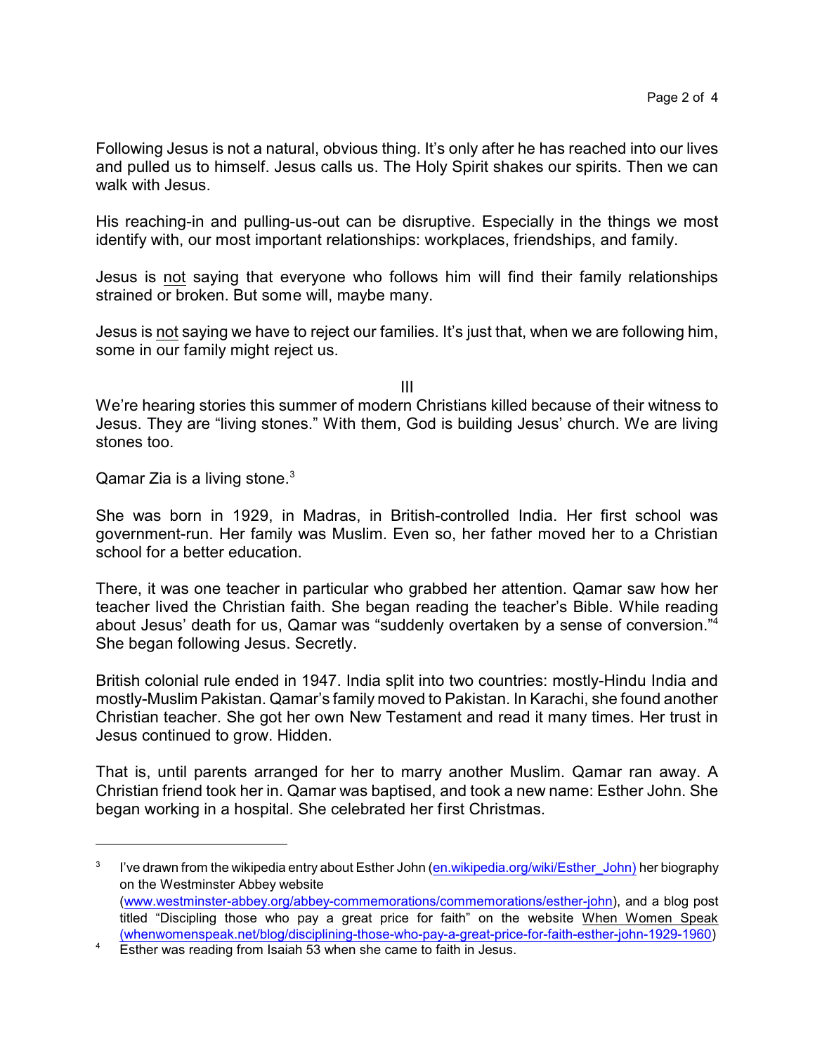Following Jesus is not a natural, obvious thing. It's only after he has reached into our lives and pulled us to himself. Jesus calls us. The Holy Spirit shakes our spirits. Then we can walk with Jesus.

His reaching-in and pulling-us-out can be disruptive. Especially in the things we most identify with, our most important relationships: workplaces, friendships, and family.

Jesus is <u>not</u> saying that everyone who follows him will find their family relationships strained or broken. But some will, maybe many.

Jesus is <u>not</u> saying we have to reject our families. It's just that, when we are following him, some in our family might reject us.

III

We're hearing stories this summer of modern Christians killed because of their witness to Jesus. They are "living stones." With them, God is building Jesus' church. We are living stones too.

Qamar Zia is a living stone.[3]

She was born in 1929, in Madras, in British-controlled India. Her first school was government-run. Her family was Muslim. Even so, her father moved her to a Christian school for a better education.

There, it was one teacher in particular who grabbed her attention. Qamar saw how her teacher lived the Christian faith. She began reading the teacher's Bible. While reading about Jesus' death for us, Qamar was "suddenly overtaken by a sense of conversion."[4] She began following Jesus. Secretly.

British colonial rule ended in 1947. India split into two countries: mostly-Hindu India and mostly-Muslim Pakistan. Qamar's family moved to Pakistan. In Karachi, she found another Christian teacher. She got her own New Testament and read it many times. Her trust in Jesus continued to grow. Hidden.

That is, until parents arranged for her to marry another Muslim. Qamar ran away. A Christian friend took her in. Qamar was baptised, and took a new name: Esther John. She began working in a hospital. She celebrated her first Christmas.

---

[3] I've drawn from the wikipedia entry about Esther John (en.wikipedia.org/wiki/Esther_John) her biography on the Westminster Abbey website (www.westminster-abbey.org/abbey-commemorations/commemorations/esther-john), and a blog post titled "Discipling those who pay a great price for faith" on the website When Women Speak (whenwomenspeak.net/blog/disciplining-those-who-pay-a-great-price-for-faith-esther-john-1929-1960)

[4] Esther was reading from Isaiah 53 when she came to faith in Jesus.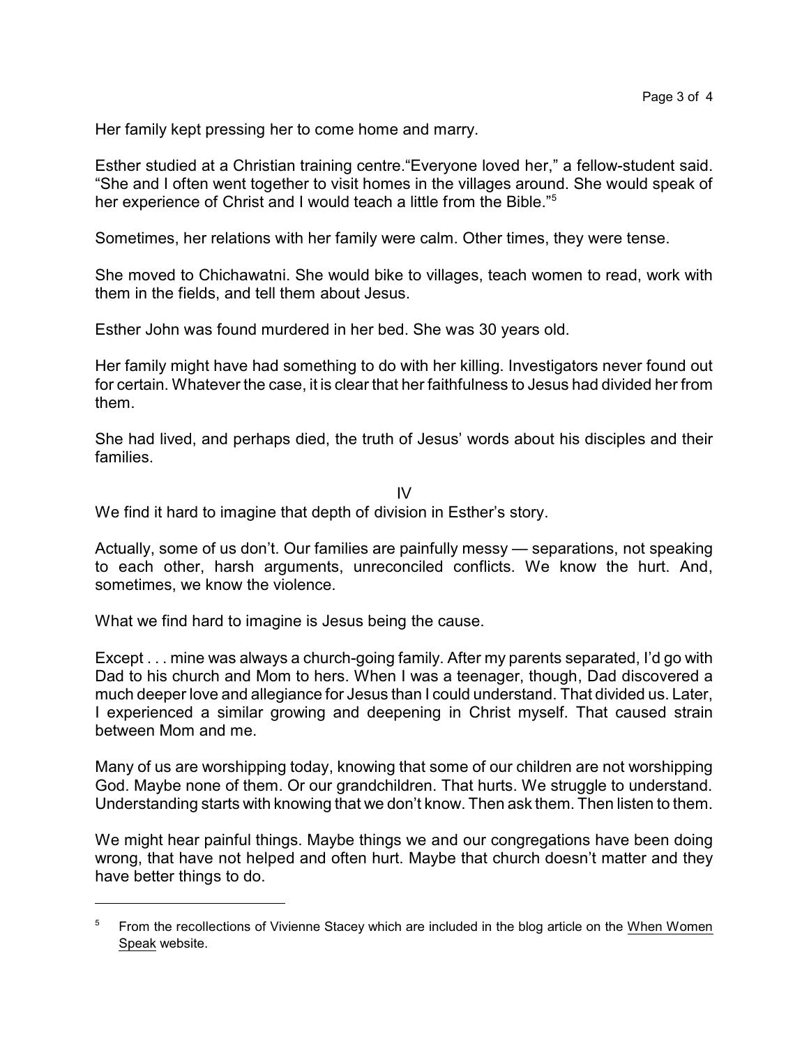Her family kept pressing her to come home and marry.

Esther studied at a Christian training centre."Everyone loved her," a fellow-student said. "She and I often went together to visit homes in the villages around. She would speak of her experience of Christ and I would teach a little from the Bible."[5]

Sometimes, her relations with her family were calm. Other times, they were tense.

She moved to Chichawatni. She would bike to villages, teach women to read, work with them in the fields, and tell them about Jesus.

Esther John was found murdered in her bed. She was 30 years old.

Her family might have had something to do with her killing. Investigators never found out for certain. Whatever the case, it is clear that her faithfulness to Jesus had divided her from them.

She had lived, and perhaps died, the truth of Jesus' words about his disciples and their families.

IV

We find it hard to imagine that depth of division in Esther's story.

Actually, some of us don't. Our families are painfully messy — separations, not speaking to each other, harsh arguments, unreconciled conflicts. We know the hurt. And, sometimes, we know the violence.

What we find hard to imagine is Jesus being the cause.

Except . . . mine was always a church-going family. After my parents separated, I'd go with Dad to his church and Mom to hers. When I was a teenager, though, Dad discovered a much deeper love and allegiance for Jesus than I could understand. That divided us. Later, I experienced a similar growing and deepening in Christ myself. That caused strain between Mom and me.

Many of us are worshipping today, knowing that some of our children are not worshipping God. Maybe none of them. Or our grandchildren. That hurts. We struggle to understand. Understanding starts with knowing that we don't know. Then ask them. Then listen to them.

We might hear painful things. Maybe things we and our congregations have been doing wrong, that have not helped and often hurt. Maybe that church doesn't matter and they have better things to do.

---

[5] From the recollections of Vivienne Stacey which are included in the blog article on the When Women Speak website.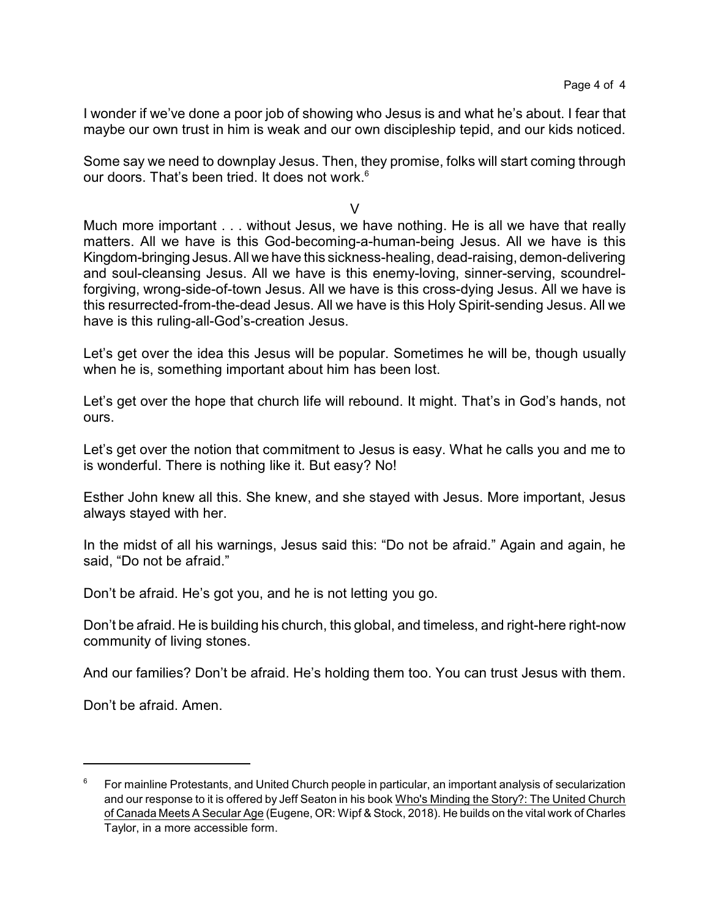I wonder if we've done a poor job of showing who Jesus is and what he's about. I fear that maybe our own trust in him is weak and our own discipleship tepid, and our kids noticed.

Some say we need to downplay Jesus. Then, they promise, folks will start coming through our doors. That's been tried. It does not work.[6]

V

Much more important . . . without Jesus, we have nothing. He is all we have that really matters. All we have is this God-becoming-a-human-being Jesus. All we have is this Kingdom-bringing Jesus. All we have this sickness-healing, dead-raising, demon-delivering and soul-cleansing Jesus. All we have is this enemy-loving, sinner-serving, scoundrel-forgiving, wrong-side-of-town Jesus. All we have is this cross-dying Jesus. All we have is this resurrected-from-the-dead Jesus. All we have is this Holy Spirit-sending Jesus. All we have is this ruling-all-God's-creation Jesus.

Let's get over the idea this Jesus will be popular. Sometimes he will be, though usually when he is, something important about him has been lost.

Let's get over the hope that church life will rebound. It might. That's in God's hands, not ours.

Let's get over the notion that commitment to Jesus is easy. What he calls you and me to is wonderful. There is nothing like it. But easy? No!

Esther John knew all this. She knew, and she stayed with Jesus. More important, Jesus always stayed with her.

In the midst of all his warnings, Jesus said this: "Do not be afraid." Again and again, he said, "Do not be afraid."

Don't be afraid. He's got you, and he is not letting you go.

Don't be afraid. He is building his church, this global, and timeless, and right-here right-now community of living stones.

And our families? Don't be afraid. He's holding them too. You can trust Jesus with them.

Don't be afraid. Amen.

---

[6] For mainline Protestants, and United Church people in particular, an important analysis of secularization and our response to it is offered by Jeff Seaton in his book Who's Minding the Story?: The United Church of Canada Meets A Secular Age (Eugene, OR: Wipf & Stock, 2018). He builds on the vital work of Charles Taylor, in a more accessible form.